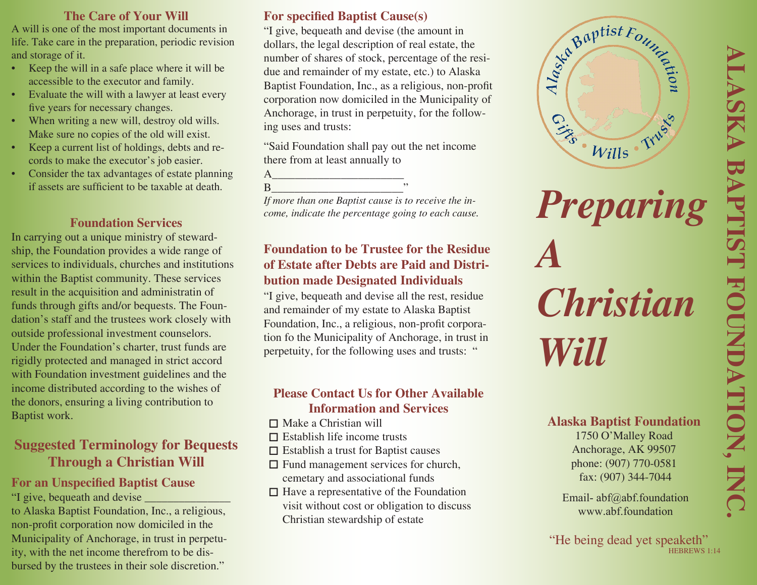## The Care of Your Will

A will is one of the most important documents in life. Take care in the preparation, periodic revision and storage of it.

- Keep the will in a safe place where it will be accessible to the executor and family.
- Evaluate the will with a lawyer at least every five years for necessary changes.
- When writing a new will, destroy old wills. Make sure no copies of the old will exist.
- Keep a current list of holdings, debts and records to make the executor's job easier.
- Consider the tax advantages of estate planning if assets are sufficient to be taxable at death.

## Foundation Services

In carrying out a unique ministry of stewardship, the Foundation provides a wide range of services to individuals, churches and institutions within the Baptist community. These services result in the acquisition and administratin of funds through gifts and/or bequests. The Foundation's staff and the trustees work closely with outside professional investment counselors. Under the Foundation's charter, trust funds are rigidly protected and managed in strict accord with Foundation investment guidelines and the income distributed according to the wishes of the donors, ensuring a living contribution to Baptist work.

## Suggested Terminology for Bequests Through a Christian Will

### For an Unspecified Baptist Cause

"I give, bequeath and devise ______________ to Alaska Baptist Foundation, Inc., a religious, non-profit corporation now domiciled in the Municipality of Anchorage, in trust in perpetuity, with the net income therefrom to be disbursed by the trustees in their sole discretion."

### For specified Baptist Cause(s)

"I give, bequeath and devise (the amount in dollars, the legal description of real estate, the number of shares of stock, percentage of the residue and remainder of my estate, etc.) to Alaska Baptist Foundation, Inc., as a religious, non-profit corporation now domiciled in the Municipality of Anchorage, in trust in perpetuity, for the following uses and trusts:

"Said Foundation shall pay out the net income there from at least annually to

A______________________

B______________________"

*If more than one Baptist cause is to receive the income, indicate the percentage going to each cause.*

### Foundation to be Trustee for the Residue of Estate after Debts are Paid and Distribution made Designated Individuals

"I give, bequeath and devise all the rest, residue and remainder of my estate to Alaska Baptist Foundation, Inc., a religious, non-profit corporation fo the Municipality of Anchorage, in trust in perpetuity, for the following uses and trusts: "

## Please Contact Us for Other Available Information and Services

- ☐ Make a Christian will
- ☐ Establish life income trusts
- ☐ Establish a trust for Baptist causes
- ☐ Fund management services for church, cemetary and associational funds
- ☐ Have a representative of the Foundation visit without cost or obligation to discuss Christian stewardship of estate

Alaska Baptist Foundation — Gifts • Wills • Trusts

# *Preparing A Christian Will*

# ALASKA BAPTIST FOUNDATION, INC.

**Alaska Baptist Foundation**
1750 O'Malley Road
Anchorage, AK 99507
phone: (907) 770-0581
fax: (907) 344-7044

Email- abf@abf.foundation
www.abf.foundation

"He being dead yet speaketh"
HEBREWS 1:14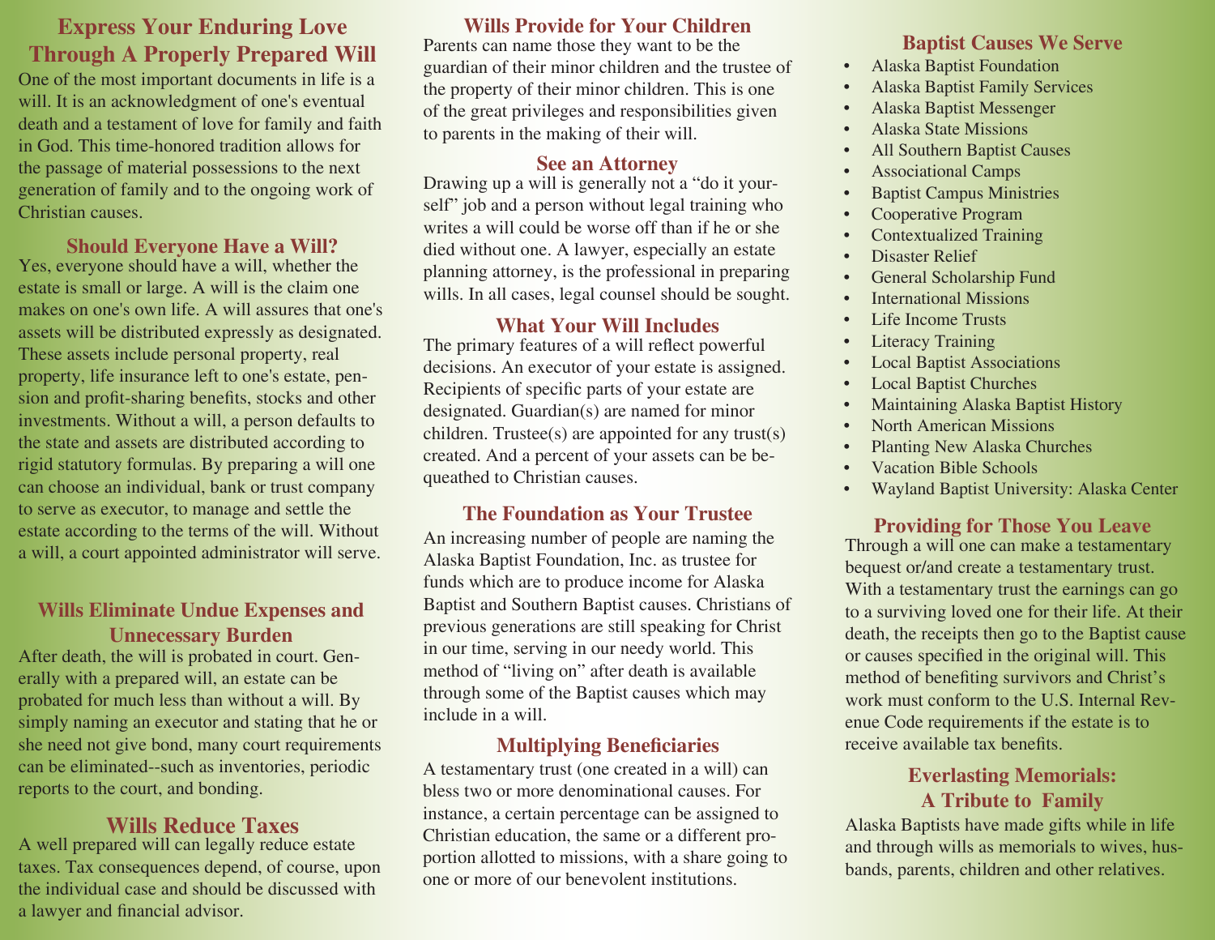## Express Your Enduring Love Through A Properly Prepared Will

One of the most important documents in life is a will. It is an acknowledgment of one's eventual death and a testament of love for family and faith in God. This time-honored tradition allows for the passage of material possessions to the next generation of family and to the ongoing work of Christian causes.

## Should Everyone Have a Will?

Yes, everyone should have a will, whether the estate is small or large. A will is the claim one makes on one's own life. A will assures that one's assets will be distributed expressly as designated. These assets include personal property, real property, life insurance left to one's estate, pension and profit-sharing benefits, stocks and other investments. Without a will, a person defaults to the state and assets are distributed according to rigid statutory formulas. By preparing a will one can choose an individual, bank or trust company to serve as executor, to manage and settle the estate according to the terms of the will. Without a will, a court appointed administrator will serve.

## Wills Eliminate Undue Expenses and Unnecessary Burden

After death, the will is probated in court. Generally with a prepared will, an estate can be probated for much less than without a will. By simply naming an executor and stating that he or she need not give bond, many court requirements can be eliminated--such as inventories, periodic reports to the court, and bonding.

## Wills Reduce Taxes

A well prepared will can legally reduce estate taxes. Tax consequences depend, of course, upon the individual case and should be discussed with a lawyer and financial advisor.

## Wills Provide for Your Children

Parents can name those they want to be the guardian of their minor children and the trustee of the property of their minor children. This is one of the great privileges and responsibilities given to parents in the making of their will.

## See an Attorney

Drawing up a will is generally not a "do it yourself" job and a person without legal training who writes a will could be worse off than if he or she died without one. A lawyer, especially an estate planning attorney, is the professional in preparing wills. In all cases, legal counsel should be sought.

## What Your Will Includes

The primary features of a will reflect powerful decisions. An executor of your estate is assigned. Recipients of specific parts of your estate are designated. Guardian(s) are named for minor children. Trustee(s) are appointed for any trust(s) created. And a percent of your assets can be bequeathed to Christian causes.

## The Foundation as Your Trustee

An increasing number of people are naming the Alaska Baptist Foundation, Inc. as trustee for funds which are to produce income for Alaska Baptist and Southern Baptist causes. Christians of previous generations are still speaking for Christ in our time, serving in our needy world. This method of "living on" after death is available through some of the Baptist causes which may include in a will.

## Multiplying Beneficiaries

A testamentary trust (one created in a will) can bless two or more denominational causes. For instance, a certain percentage can be assigned to Christian education, the same or a different proportion allotted to missions, with a share going to one or more of our benevolent institutions.

## Baptist Causes We Serve

- Alaska Baptist Foundation
- Alaska Baptist Family Services
- Alaska Baptist Messenger
- Alaska State Missions
- All Southern Baptist Causes
- Associational Camps
- Baptist Campus Ministries
- Cooperative Program
- Contextualized Training
- Disaster Relief
- General Scholarship Fund
- International Missions
- Life Income Trusts
- Literacy Training
- Local Baptist Associations
- Local Baptist Churches
- Maintaining Alaska Baptist History
- North American Missions
- Planting New Alaska Churches
- Vacation Bible Schools
- Wayland Baptist University: Alaska Center

## Providing for Those You Leave

Through a will one can make a testamentary bequest or/and create a testamentary trust. With a testamentary trust the earnings can go to a surviving loved one for their life. At their death, the receipts then go to the Baptist cause or causes specified in the original will. This method of benefiting survivors and Christ's work must conform to the U.S. Internal Revenue Code requirements if the estate is to receive available tax benefits.

## Everlasting Memorials: A Tribute to Family

Alaska Baptists have made gifts while in life and through wills as memorials to wives, husbands, parents, children and other relatives.